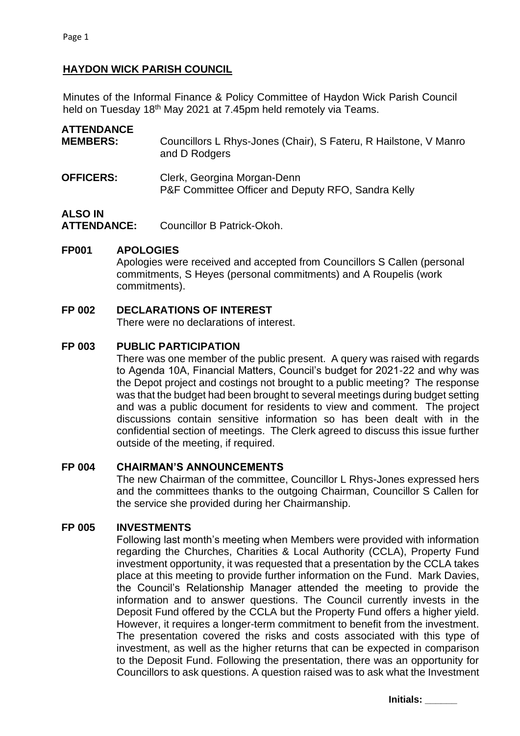# HAYDON WICK PARISH COUNCIL

Minutes of the Informal Finance & Policy Committee of Haydon Wick Parish Council held on Tuesday 18th May 2021 at 7.45pm held remotely via Teams.

**ATTENDANCE**

**MEMBERS:** Councillors L Rhys-Jones (Chair), S Fateru, R Hailstone, V Manro and D Rodgers

**OFFICERS:** Clerk, Georgina Morgan-Denn
P&F Committee Officer and Deputy RFO, Sandra Kelly

**ALSO IN ATTENDANCE:** Councillor B Patrick-Okoh.

**FP001 APOLOGIES**

Apologies were received and accepted from Councillors S Callen (personal commitments, S Heyes (personal commitments) and A Roupelis (work commitments).

**FP 002 DECLARATIONS OF INTEREST**

There were no declarations of interest.

**FP 003 PUBLIC PARTICIPATION**

There was one member of the public present. A query was raised with regards to Agenda 10A, Financial Matters, Council's budget for 2021-22 and why was the Depot project and costings not brought to a public meeting? The response was that the budget had been brought to several meetings during budget setting and was a public document for residents to view and comment. The project discussions contain sensitive information so has been dealt with in the confidential section of meetings. The Clerk agreed to discuss this issue further outside of the meeting, if required.

**FP 004 CHAIRMAN'S ANNOUNCEMENTS**

The new Chairman of the committee, Councillor L Rhys-Jones expressed hers and the committees thanks to the outgoing Chairman, Councillor S Callen for the service she provided during her Chairmanship.

**FP 005 INVESTMENTS**

Following last month's meeting when Members were provided with information regarding the Churches, Charities & Local Authority (CCLA), Property Fund investment opportunity, it was requested that a presentation by the CCLA takes place at this meeting to provide further information on the Fund. Mark Davies, the Council's Relationship Manager attended the meeting to provide the information and to answer questions. The Council currently invests in the Deposit Fund offered by the CCLA but the Property Fund offers a higher yield. However, it requires a longer-term commitment to benefit from the investment. The presentation covered the risks and costs associated with this type of investment, as well as the higher returns that can be expected in comparison to the Deposit Fund. Following the presentation, there was an opportunity for Councillors to ask questions. A question raised was to ask what the Investment

**Initials: ______**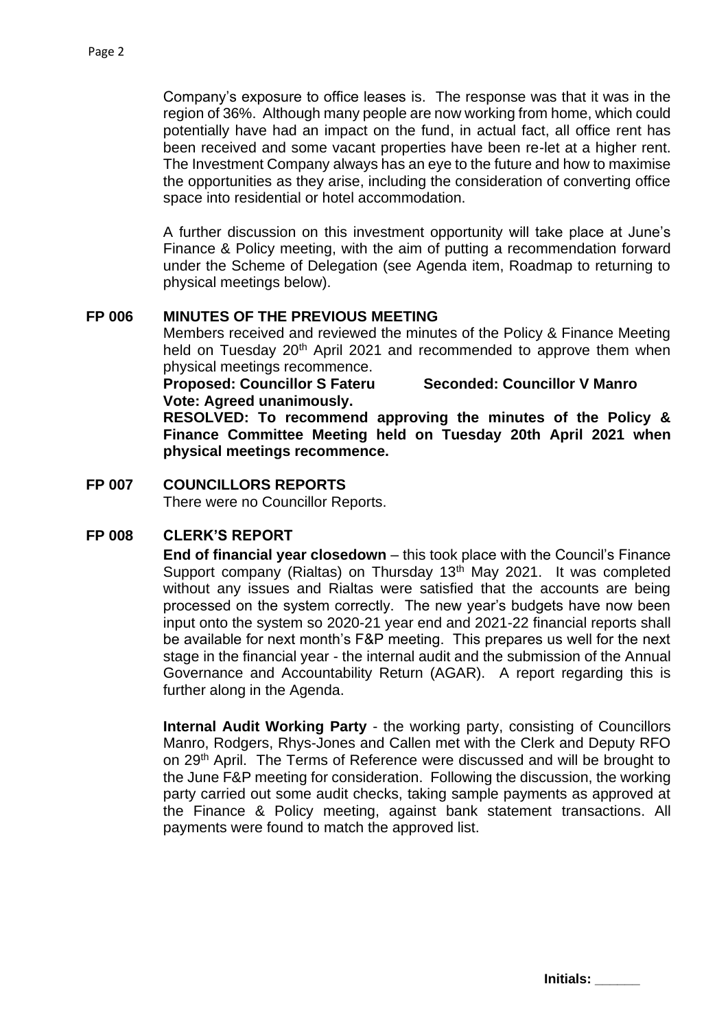Company's exposure to office leases is. The response was that it was in the region of 36%. Although many people are now working from home, which could potentially have had an impact on the fund, in actual fact, all office rent has been received and some vacant properties have been re-let at a higher rent. The Investment Company always has an eye to the future and how to maximise the opportunities as they arise, including the consideration of converting office space into residential or hotel accommodation.

A further discussion on this investment opportunity will take place at June's Finance & Policy meeting, with the aim of putting a recommendation forward under the Scheme of Delegation (see Agenda item, Roadmap to returning to physical meetings below).

## FP 006 MINUTES OF THE PREVIOUS MEETING

Members received and reviewed the minutes of the Policy & Finance Meeting held on Tuesday 20th April 2021 and recommended to approve them when physical meetings recommence.

**Proposed: Councillor S Fateru Seconded: Councillor V Manro**
**Vote: Agreed unanimously.**

**RESOLVED: To recommend approving the minutes of the Policy & Finance Committee Meeting held on Tuesday 20th April 2021 when physical meetings recommence.**

## FP 007 COUNCILLORS REPORTS

There were no Councillor Reports.

## FP 008 CLERK'S REPORT

**End of financial year closedown** – this took place with the Council's Finance Support company (Rialtas) on Thursday 13th May 2021. It was completed without any issues and Rialtas were satisfied that the accounts are being processed on the system correctly. The new year's budgets have now been input onto the system so 2020-21 year end and 2021-22 financial reports shall be available for next month's F&P meeting. This prepares us well for the next stage in the financial year - the internal audit and the submission of the Annual Governance and Accountability Return (AGAR). A report regarding this is further along in the Agenda.

**Internal Audit Working Party** - the working party, consisting of Councillors Manro, Rodgers, Rhys-Jones and Callen met with the Clerk and Deputy RFO on 29th April. The Terms of Reference were discussed and will be brought to the June F&P meeting for consideration. Following the discussion, the working party carried out some audit checks, taking sample payments as approved at the Finance & Policy meeting, against bank statement transactions. All payments were found to match the approved list.

Initials: ______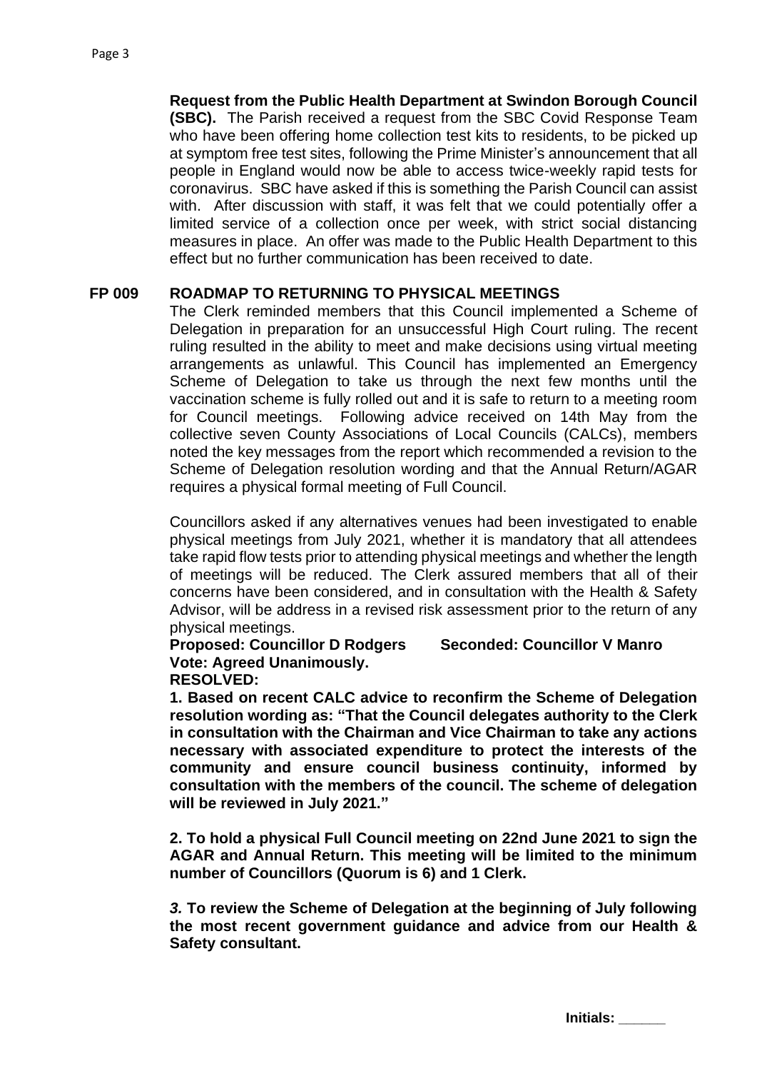**Request from the Public Health Department at Swindon Borough Council (SBC).** The Parish received a request from the SBC Covid Response Team who have been offering home collection test kits to residents, to be picked up at symptom free test sites, following the Prime Minister's announcement that all people in England would now be able to access twice-weekly rapid tests for coronavirus. SBC have asked if this is something the Parish Council can assist with. After discussion with staff, it was felt that we could potentially offer a limited service of a collection once per week, with strict social distancing measures in place. An offer was made to the Public Health Department to this effect but no further communication has been received to date.

## FP 009 ROADMAP TO RETURNING TO PHYSICAL MEETINGS

The Clerk reminded members that this Council implemented a Scheme of Delegation in preparation for an unsuccessful High Court ruling. The recent ruling resulted in the ability to meet and make decisions using virtual meeting arrangements as unlawful. This Council has implemented an Emergency Scheme of Delegation to take us through the next few months until the vaccination scheme is fully rolled out and it is safe to return to a meeting room for Council meetings. Following advice received on 14th May from the collective seven County Associations of Local Councils (CALCs), members noted the key messages from the report which recommended a revision to the Scheme of Delegation resolution wording and that the Annual Return/AGAR requires a physical formal meeting of Full Council.

Councillors asked if any alternatives venues had been investigated to enable physical meetings from July 2021, whether it is mandatory that all attendees take rapid flow tests prior to attending physical meetings and whether the length of meetings will be reduced. The Clerk assured members that all of their concerns have been considered, and in consultation with the Health & Safety Advisor, will be address in a revised risk assessment prior to the return of any physical meetings.

**Proposed: Councillor D Rodgers Seconded: Councillor V Manro**
**Vote: Agreed Unanimously.**
**RESOLVED:**

**1. Based on recent CALC advice to reconfirm the Scheme of Delegation resolution wording as: "That the Council delegates authority to the Clerk in consultation with the Chairman and Vice Chairman to take any actions necessary with associated expenditure to protect the interests of the community and ensure council business continuity, informed by consultation with the members of the council. The scheme of delegation will be reviewed in July 2021."**

**2. To hold a physical Full Council meeting on 22nd June 2021 to sign the AGAR and Annual Return. This meeting will be limited to the minimum number of Councillors (Quorum is 6) and 1 Clerk.**

***3.* To review the Scheme of Delegation at the beginning of July following the most recent government guidance and advice from our Health & Safety consultant.**

**Initials: \_\_\_\_\_\_**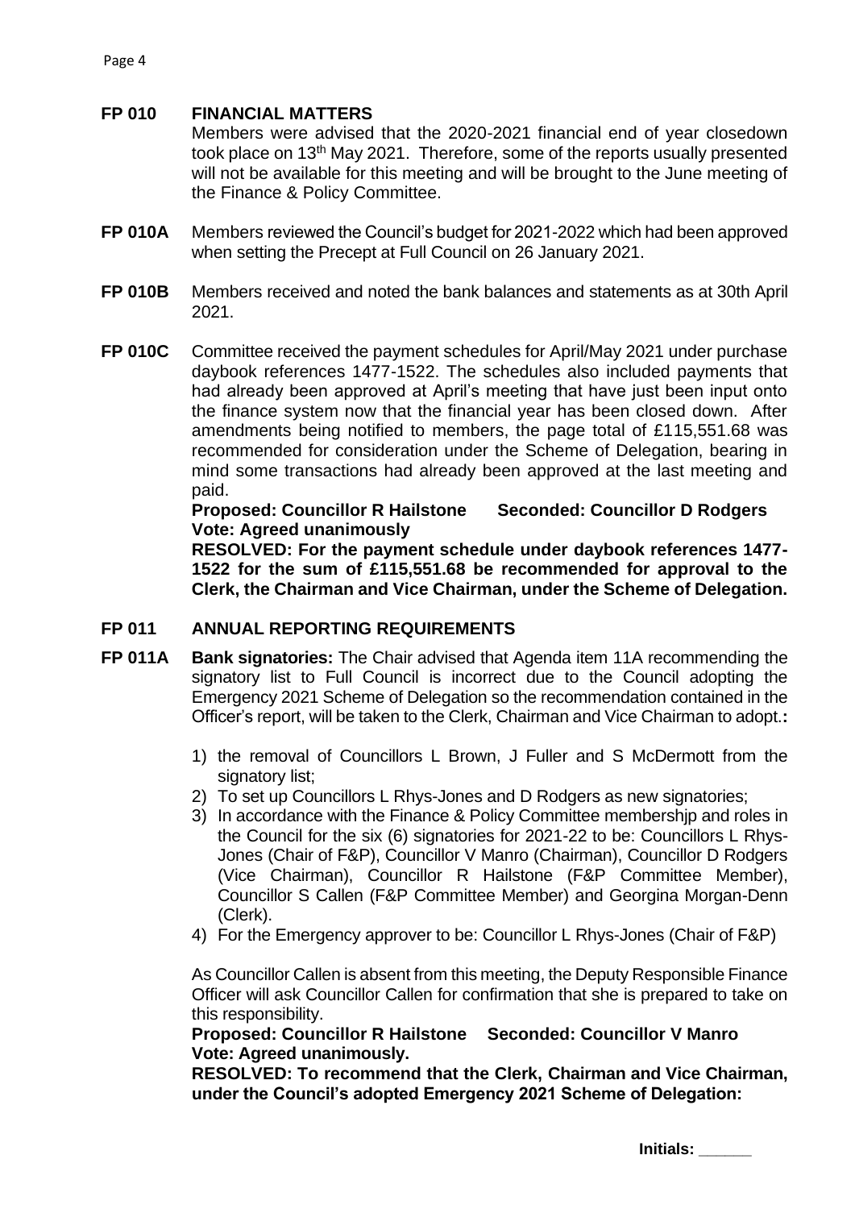**FP 010 FINANCIAL MATTERS**

Members were advised that the 2020-2021 financial end of year closedown took place on 13th May 2021. Therefore, some of the reports usually presented will not be available for this meeting and will be brought to the June meeting of the Finance & Policy Committee.

**FP 010A** Members reviewed the Council's budget for 2021-2022 which had been approved when setting the Precept at Full Council on 26 January 2021.

**FP 010B** Members received and noted the bank balances and statements as at 30th April 2021.

**FP 010C** Committee received the payment schedules for April/May 2021 under purchase daybook references 1477-1522. The schedules also included payments that had already been approved at April's meeting that have just been input onto the finance system now that the financial year has been closed down. After amendments being notified to members, the page total of £115,551.68 was recommended for consideration under the Scheme of Delegation, bearing in mind some transactions had already been approved at the last meeting and paid.

**Proposed: Councillor R Hailstone Seconded: Councillor D Rodgers**
**Vote: Agreed unanimously**

**RESOLVED: For the payment schedule under daybook references 1477-1522 for the sum of £115,551.68 be recommended for approval to the Clerk, the Chairman and Vice Chairman, under the Scheme of Delegation.**

**FP 011 ANNUAL REPORTING REQUIREMENTS**

**FP 011A** **Bank signatories:** The Chair advised that Agenda item 11A recommending the signatory list to Full Council is incorrect due to the Council adopting the Emergency 2021 Scheme of Delegation so the recommendation contained in the Officer's report, will be taken to the Clerk, Chairman and Vice Chairman to adopt.**:**

1) the removal of Councillors L Brown, J Fuller and S McDermott from the signatory list;
2) To set up Councillors L Rhys-Jones and D Rodgers as new signatories;
3) In accordance with the Finance & Policy Committee membershjp and roles in the Council for the six (6) signatories for 2021-22 to be: Councillors L Rhys-Jones (Chair of F&P), Councillor V Manro (Chairman), Councillor D Rodgers (Vice Chairman), Councillor R Hailstone (F&P Committee Member), Councillor S Callen (F&P Committee Member) and Georgina Morgan-Denn (Clerk).
4) For the Emergency approver to be: Councillor L Rhys-Jones (Chair of F&P)

As Councillor Callen is absent from this meeting, the Deputy Responsible Finance Officer will ask Councillor Callen for confirmation that she is prepared to take on this responsibility.

**Proposed: Councillor R Hailstone Seconded: Councillor V Manro**
**Vote: Agreed unanimously.**

**RESOLVED: To recommend that the Clerk, Chairman and Vice Chairman, under the Council's adopted Emergency 2021 Scheme of Delegation:**

Initials: ______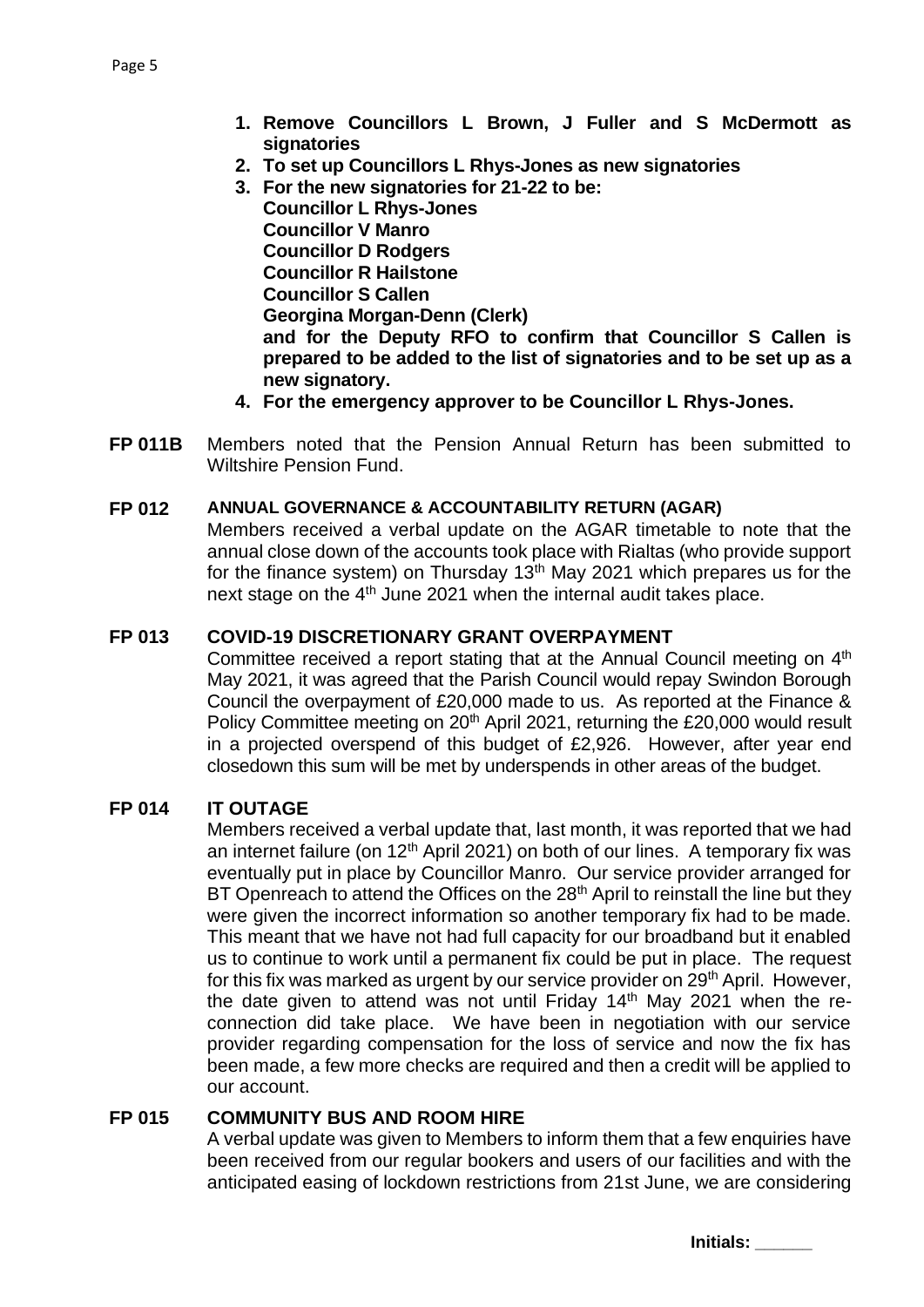1. **Remove Councillors L Brown, J Fuller and S McDermott as signatories**
2. **To set up Councillors L Rhys-Jones as new signatories**
3. **For the new signatories for 21-22 to be:**
   **Councillor L Rhys-Jones**
   **Councillor V Manro**
   **Councillor D Rodgers**
   **Councillor R Hailstone**
   **Councillor S Callen**
   **Georgina Morgan-Denn (Clerk)**
   **and for the Deputy RFO to confirm that Councillor S Callen is prepared to be added to the list of signatories and to be set up as a new signatory.**
4. **For the emergency approver to be Councillor L Rhys-Jones.**

**FP 011B** Members noted that the Pension Annual Return has been submitted to Wiltshire Pension Fund.

**FP 012 ANNUAL GOVERNANCE & ACCOUNTABILITY RETURN (AGAR)**

Members received a verbal update on the AGAR timetable to note that the annual close down of the accounts took place with Rialtas (who provide support for the finance system) on Thursday 13th May 2021 which prepares us for the next stage on the 4th June 2021 when the internal audit takes place.

**FP 013 COVID-19 DISCRETIONARY GRANT OVERPAYMENT**

Committee received a report stating that at the Annual Council meeting on 4th May 2021, it was agreed that the Parish Council would repay Swindon Borough Council the overpayment of £20,000 made to us. As reported at the Finance & Policy Committee meeting on 20th April 2021, returning the £20,000 would result in a projected overspend of this budget of £2,926. However, after year end closedown this sum will be met by underspends in other areas of the budget.

**FP 014 IT OUTAGE**

Members received a verbal update that, last month, it was reported that we had an internet failure (on 12th April 2021) on both of our lines. A temporary fix was eventually put in place by Councillor Manro. Our service provider arranged for BT Openreach to attend the Offices on the 28th April to reinstall the line but they were given the incorrect information so another temporary fix had to be made. This meant that we have not had full capacity for our broadband but it enabled us to continue to work until a permanent fix could be put in place. The request for this fix was marked as urgent by our service provider on 29th April. However, the date given to attend was not until Friday 14th May 2021 when the re-connection did take place. We have been in negotiation with our service provider regarding compensation for the loss of service and now the fix has been made, a few more checks are required and then a credit will be applied to our account.

**FP 015 COMMUNITY BUS AND ROOM HIRE**

A verbal update was given to Members to inform them that a few enquiries have been received from our regular bookers and users of our facilities and with the anticipated easing of lockdown restrictions from 21st June, we are considering

**Initials: ______**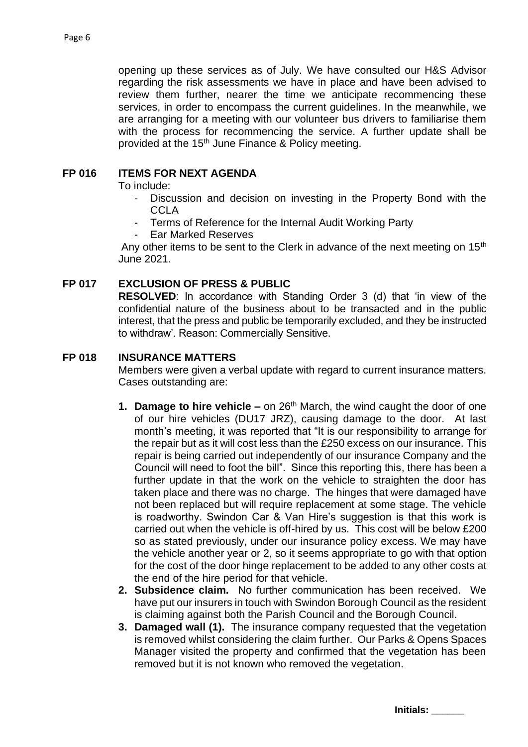opening up these services as of July. We have consulted our H&S Advisor regarding the risk assessments we have in place and have been advised to review them further, nearer the time we anticipate recommencing these services, in order to encompass the current guidelines. In the meanwhile, we are arranging for a meeting with our volunteer bus drivers to familiarise them with the process for recommencing the service. A further update shall be provided at the 15th June Finance & Policy meeting.

## FP 016 ITEMS FOR NEXT AGENDA

To include:

- Discussion and decision on investing in the Property Bond with the CCLA
- Terms of Reference for the Internal Audit Working Party
- Ear Marked Reserves

Any other items to be sent to the Clerk in advance of the next meeting on 15th June 2021.

## FP 017 EXCLUSION OF PRESS & PUBLIC

**RESOLVED**: In accordance with Standing Order 3 (d) that 'in view of the confidential nature of the business about to be transacted and in the public interest, that the press and public be temporarily excluded, and they be instructed to withdraw'. Reason: Commercially Sensitive.

## FP 018 INSURANCE MATTERS

Members were given a verbal update with regard to current insurance matters. Cases outstanding are:

1. **Damage to hire vehicle –** on 26th March, the wind caught the door of one of our hire vehicles (DU17 JRZ), causing damage to the door. At last month's meeting, it was reported that "It is our responsibility to arrange for the repair but as it will cost less than the £250 excess on our insurance. This repair is being carried out independently of our insurance Company and the Council will need to foot the bill". Since this reporting this, there has been a further update in that the work on the vehicle to straighten the door has taken place and there was no charge. The hinges that were damaged have not been replaced but will require replacement at some stage. The vehicle is roadworthy. Swindon Car & Van Hire's suggestion is that this work is carried out when the vehicle is off-hired by us. This cost will be below £200 so as stated previously, under our insurance policy excess. We may have the vehicle another year or 2, so it seems appropriate to go with that option for the cost of the door hinge replacement to be added to any other costs at the end of the hire period for that vehicle.
2. **Subsidence claim.** No further communication has been received. We have put our insurers in touch with Swindon Borough Council as the resident is claiming against both the Parish Council and the Borough Council.
3. **Damaged wall (1).** The insurance company requested that the vegetation is removed whilst considering the claim further. Our Parks & Opens Spaces Manager visited the property and confirmed that the vegetation has been removed but it is not known who removed the vegetation.

**Initials: ______**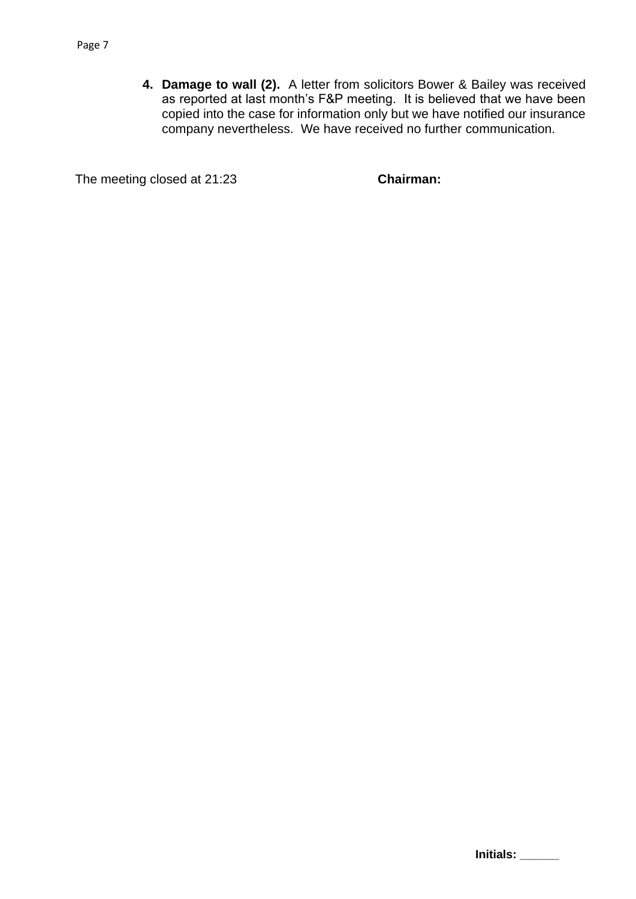4. **Damage to wall (2).** A letter from solicitors Bower & Bailey was received as reported at last month's F&P meeting. It is believed that we have been copied into the case for information only but we have notified our insurance company nevertheless. We have received no further communication.

The meeting closed at 21:23 **Chairman:**

**Initials:** ______